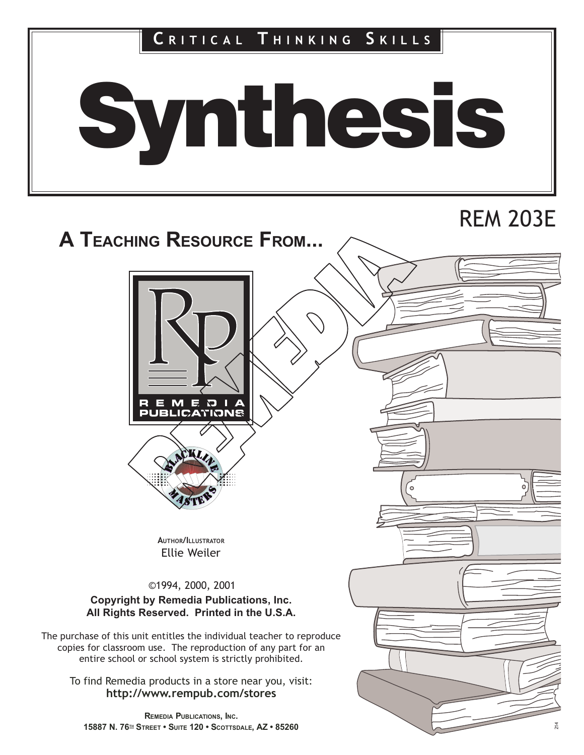CRITICAL THINKING SKILLS

# Synthesis

REM 203E

## A TEACHING RESOURCE FROM...

REMEDIA PUBLICATIONS

BLACKLINE MASTERS

AUTHOR/ILLUSTRATOR
Ellie Weiler

©1994, 2000, 2001

**Copyright by Remedia Publications, Inc.**
**All Rights Reserved. Printed in the U.S.A.**

The purchase of this unit entitles the individual teacher to reproduce copies for classroom use. The reproduction of any part for an entire school or school system is strictly prohibited.

To find Remedia products in a store near you, visit:
**http://www.rempub.com/stores**

REMEDIA PUBLICATIONS, INC.
**15887 N. 76TH STREET • SUITE 120 • SCOTTSDALE, AZ • 85260**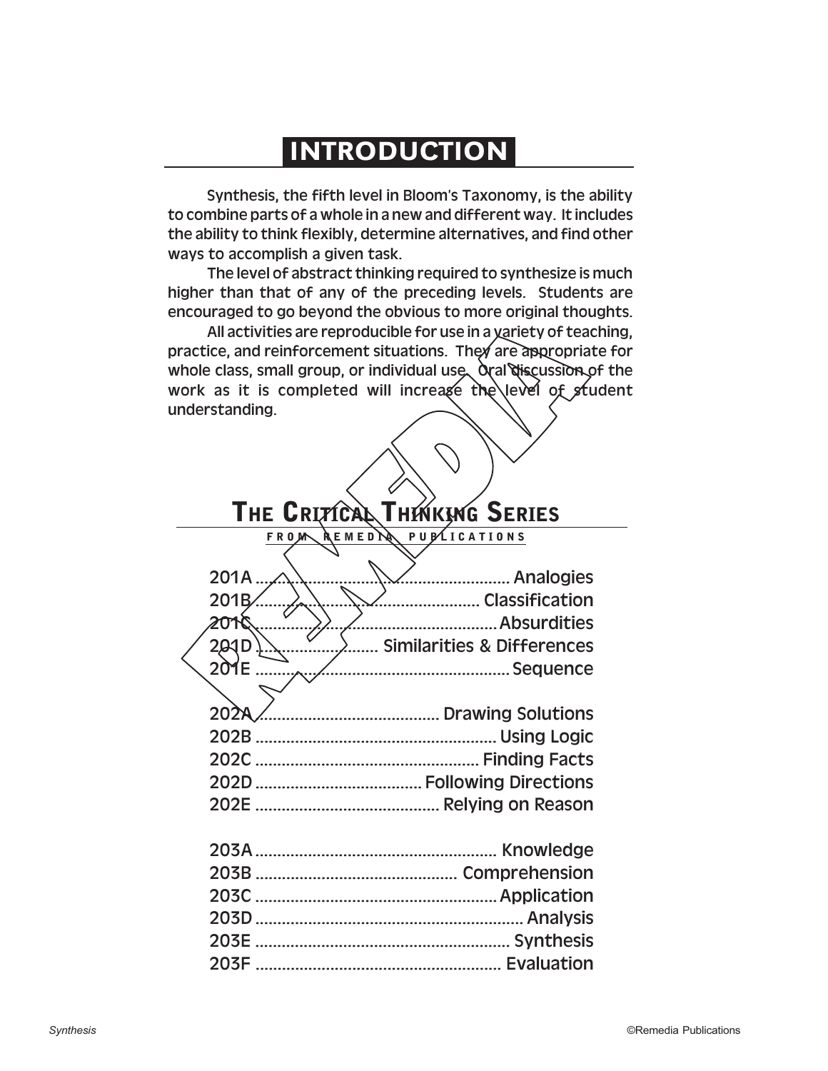# INTRODUCTION

Synthesis, the fifth level in Bloom's Taxonomy, is the ability to combine parts of a whole in a new and different way. It includes the ability to think flexibly, determine alternatives, and find other ways to accomplish a given task.

The level of abstract thinking required to synthesize is much higher than that of any of the preceding levels. Students are encouraged to go beyond the obvious to more original thoughts.

All activities are reproducible for use in a variety of teaching, practice, and reinforcement situations. They are appropriate for whole class, small group, or individual use. Oral discussion of the work as it is completed will increase the level of student understanding.

## The Critical Thinking Series

FROM REMEDIA PUBLICATIONS

201A ........ Analogies
201B ........ Classification
201C ........ Absurdities
201D ........ Similarities & Differences
201E ........ Sequence

202A ........ Drawing Solutions
202B ........ Using Logic
202C ........ Finding Facts
202D ........ Following Directions
202E ........ Relying on Reason

203A ........ Knowledge
203B ........ Comprehension
203C ........ Application
203D ........ Analysis
203E ........ Synthesis
203F ........ Evaluation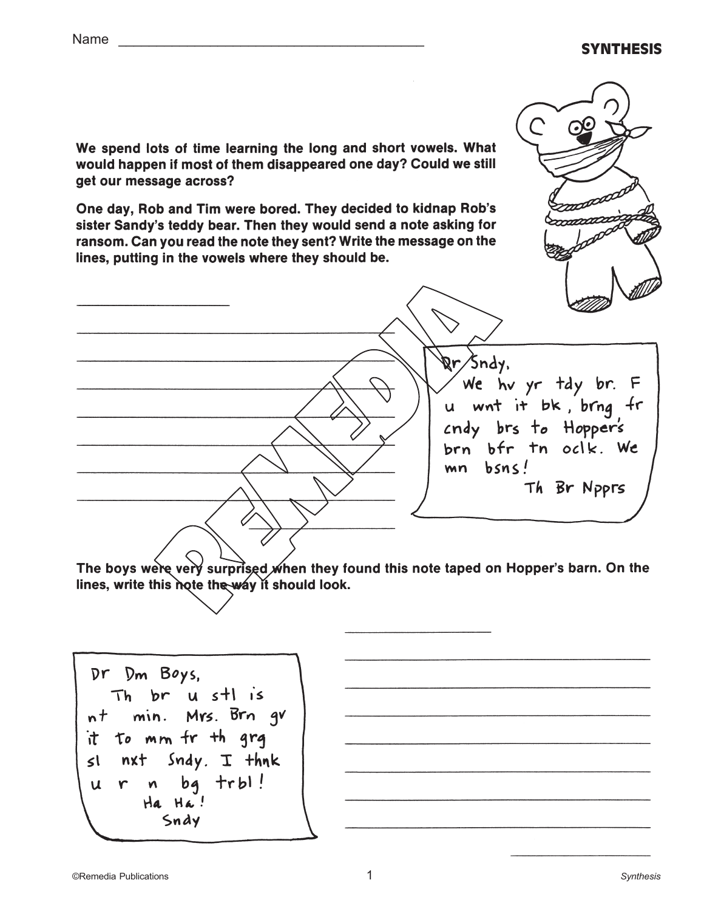Name ______________________________________

**SYNTHESIS**

**We spend lots of time learning the long and short vowels. What would happen if most of them disappeared one day? Could we still get our message across?**

**One day, Rob and Tim were bored. They decided to kidnap Rob's sister Sandy's teddy bear. Then they would send a note asking for ransom. Can you read the note they sent? Write the message on the lines, putting in the vowels where they should be.**

Dr Sndy,
We hv yr tdy br. F u wnt it bk, brng fr cndy brs to Hopper's brn bfr tn oclk. We mn bsns!
Th Br Npprs

______________________

______________________________________

______________________________________

______________________________________

______________________________________

______________________________________

______________________________________

______________________________________

______________________

**The boys were very surprised when they found this note taped on Hopper's barn. On the lines, write this note the way it should look.**

Dr Dm Boys,
Th br u stl is nt min. Mrs. Brn gv it to mm fr th grg sl nxt Sndy. I thnk u r n bg trbl!
Ha Ha!
Sndy

______________________

______________________________________

______________________________________

______________________________________

______________________________________

______________________________________

______________________________________

______________________________________

______________________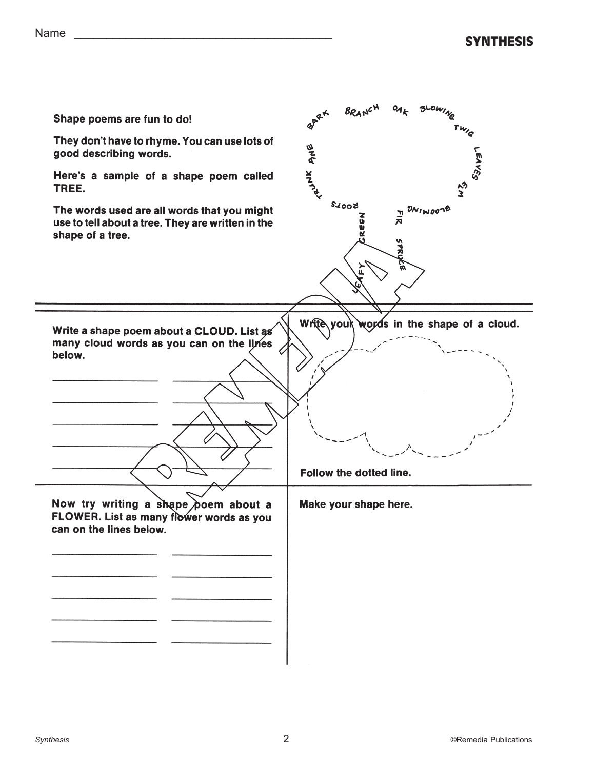Name ______________________________________

**SYNTHESIS**

**Shape poems are fun to do!**

**They don't have to rhyme. You can use lots of good describing words.**

**Here's a sample of a shape poem called TREE.**

**The words used are all words that you might use to tell about a tree. They are written in the shape of a tree.**

BARK BRANCH OAK BLOWING TWIG LEAVES ELM BLOOMING FIR SPRUCE GREEN LEAFY ROOTS TRUNK PINE

---

**Write a shape poem about a CLOUD. List as many cloud words as you can on the lines below.**

__________________ __________________

__________________ __________________

__________________ __________________

__________________ __________________

__________________ __________________

**Write your words in the shape of a cloud.**

**Follow the dotted line.**

---

**Now try writing a shape poem about a FLOWER. List as many flower words as you can on the lines below.**

__________________ __________________

__________________ __________________

__________________ __________________

__________________ __________________

__________________ __________________

**Make your shape here.**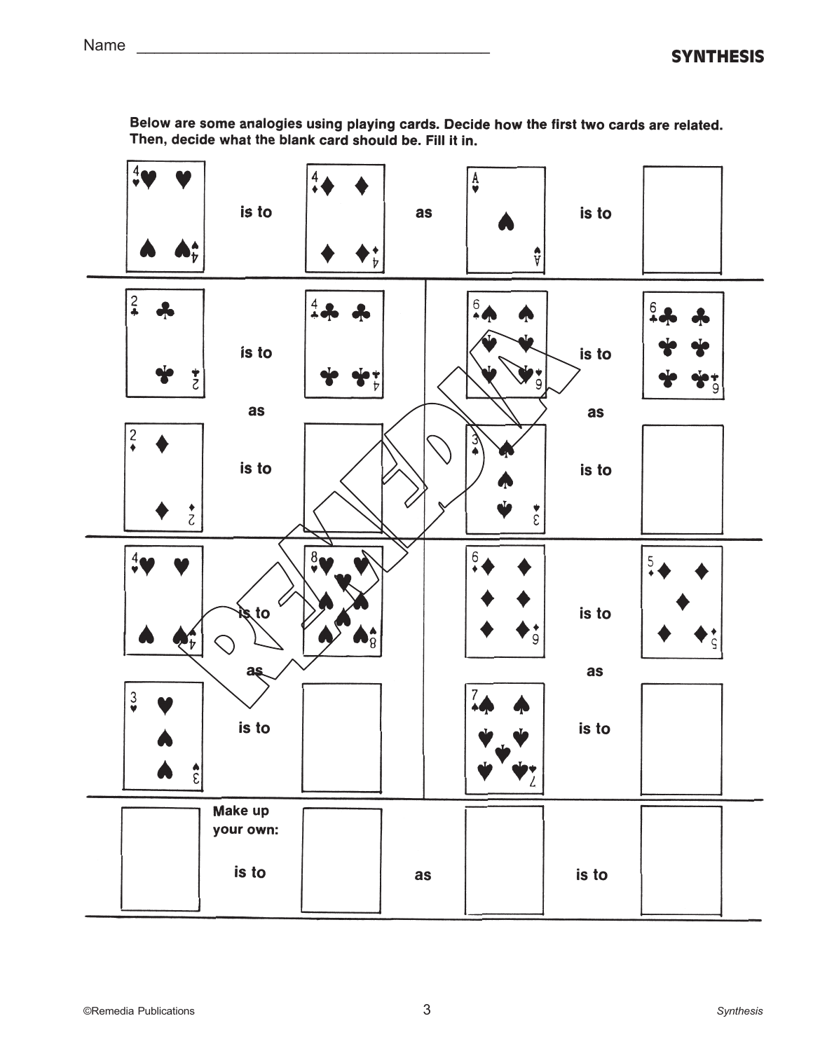Name ________________________________________

**SYNTHESIS**

**Below are some analogies using playing cards. Decide how the first two cards are related. Then, decide what the blank card should be. Fill it in.**

4 is to 4 as A is to

2 is to 4 as 2 is to

6 is to 6 as 3 is to

4 is to 8 as 3 is to

6 is to 5 as 7 is to

Make up your own: is to as is to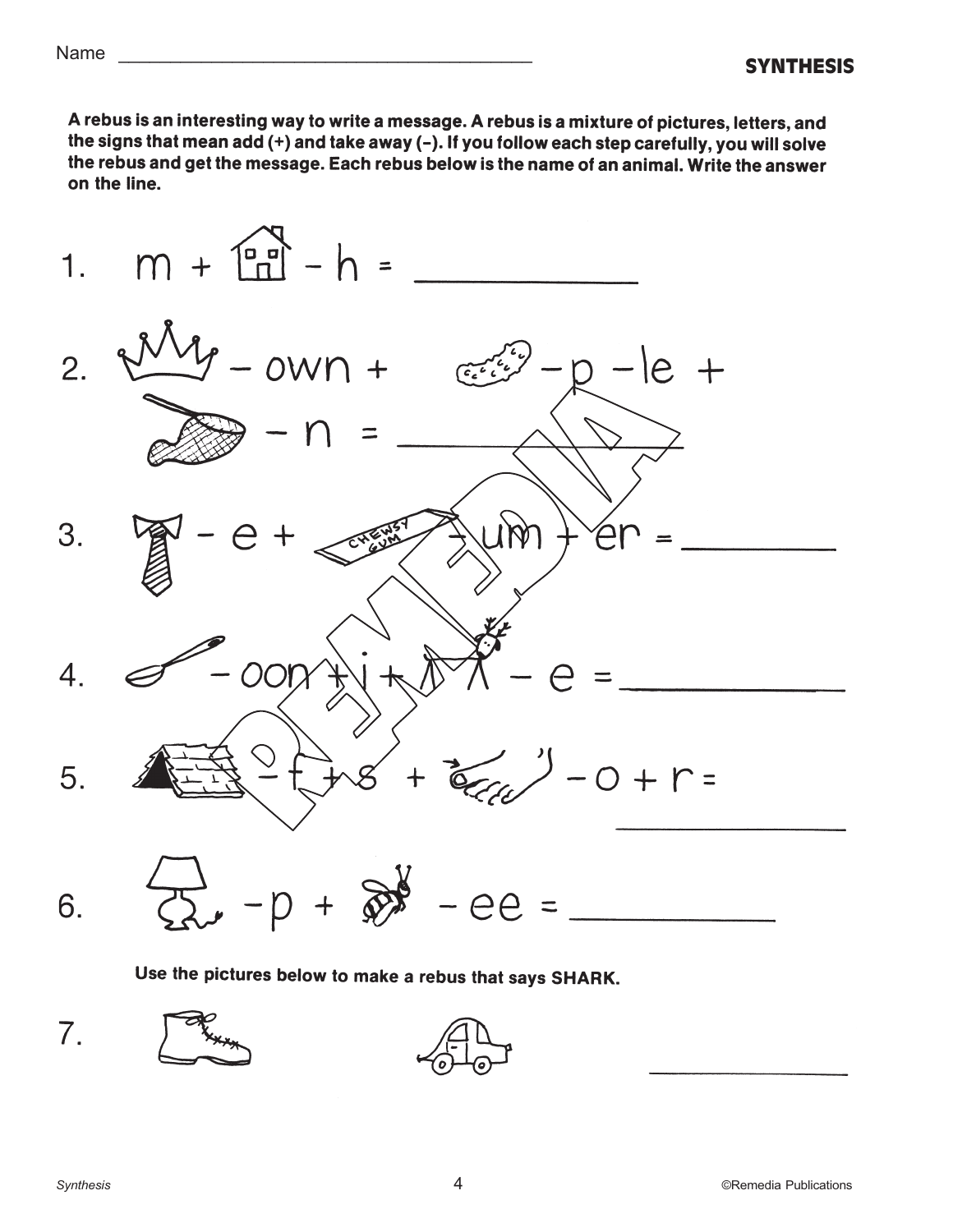Name ________________________________________

**SYNTHESIS**

**A rebus is an interesting way to write a message. A rebus is a mixture of pictures, letters, and the signs that mean add (+) and take away (-). If you follow each step carefully, you will solve the rebus and get the message. Each rebus below is the name of an animal. Write the answer on the line.**

1. m + - h = ____________

2. - own + - p - le + - n = ____________

3. - e + - um + er = ____________

4. - oon + i + - e = ____________

5. - f + s + - o + r = ____________

6. - p + - ee = ____________

**Use the pictures below to make a rebus that says SHARK.**

7. ____________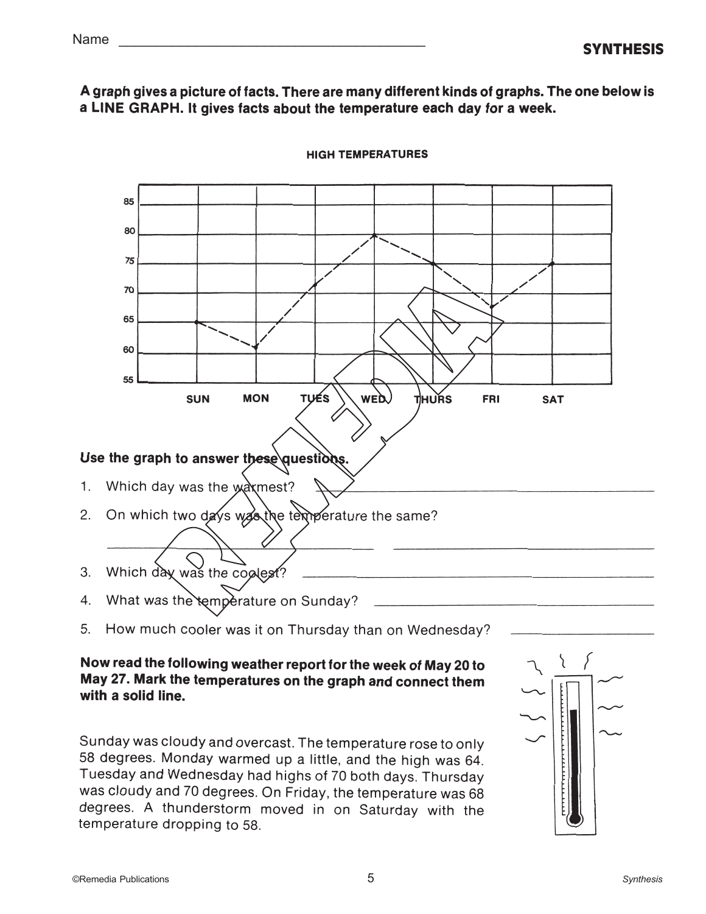Name ________________________________________

**SYNTHESIS**

**A graph gives a picture of facts. There are many different kinds of graphs. The one below is a LINE GRAPH. It gives facts about the temperature each day for a week.**

HIGH TEMPERATURES

85
80
75
70
65
60
55

SUN MON TUES WED THURS FRI SAT

**Use the graph to answer these questions.**

1. Which day was the warmest? ____________________
2. On which two days was the temperature the same?

   ____________________ ____________________

3. Which day was the coolest? ____________________
4. What was the temperature on Sunday? ____________________
5. How much cooler was it on Thursday than on Wednesday? ____________

**Now read the following weather report for the week of May 20 to May 27. Mark the temperatures on the graph and connect them with a solid line.**

Sunday was cloudy and overcast. The temperature rose to only 58 degrees. Monday warmed up a little, and the high was 64. Tuesday and Wednesday had highs of 70 both days. Thursday was cloudy and 70 degrees. On Friday, the temperature was 68 degrees. A thunderstorm moved in on Saturday with the temperature dropping to 58.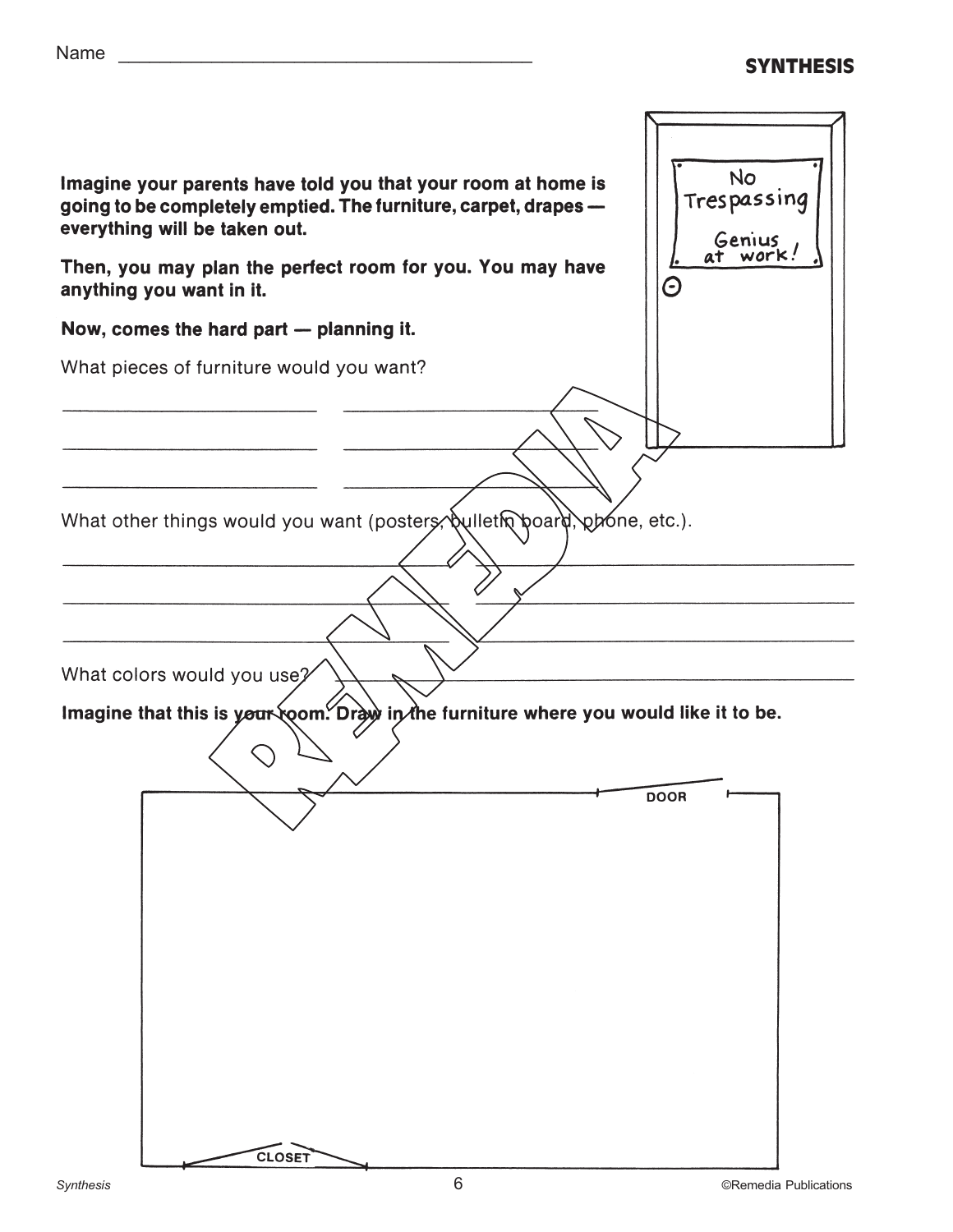Name ______________________________________

## SYNTHESIS

**Imagine your parents have told you that your room at home is going to be completely emptied. The furniture, carpet, drapes — everything will be taken out.**

**Then, you may plan the perfect room for you. You may have anything you want in it.**

**Now, comes the hard part — planning it.**

What pieces of furniture would you want?

________________________ ________________________

________________________ ________________________

________________________ ________________________

What other things would you want (posters, bulletin board, phone, etc.).

______________________________________________________

______________________________________________________

______________________________________________________

What colors would you use? ______________________________________

**Imagine that this is your room. Draw in the furniture where you would like it to be.**

DOOR

CLOSET